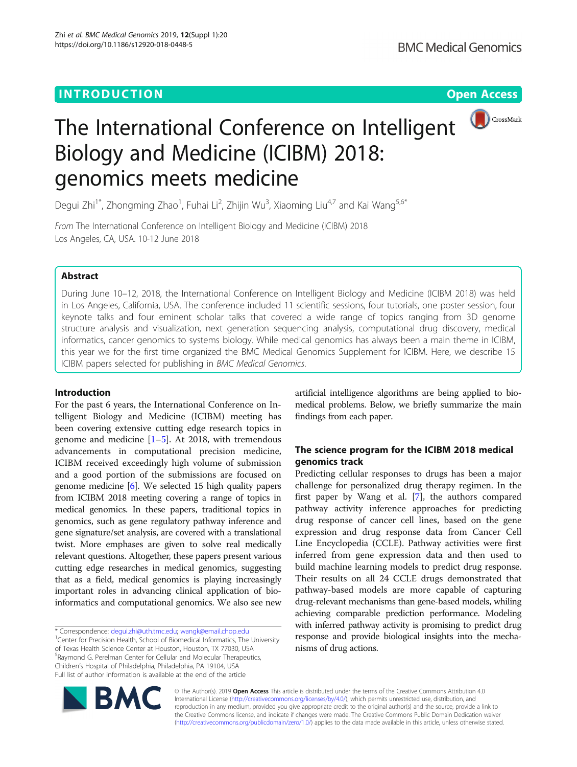# The International Conference on Intelligent Biology and Medicine (ICIBM) 2018: genomics meets medicine

Degui Zhi[1*], Zhongming Zhao[1], Fuhai Li[2], Zhijin Wu[3], Xiaoming Liu[4,7] and Kai Wang[5,6*]

*From* The International Conference on Intelligent Biology and Medicine (ICIBM) 2018
Los Angeles, CA, USA. 10-12 June 2018

## Abstract

During June 10–12, 2018, the International Conference on Intelligent Biology and Medicine (ICIBM 2018) was held in Los Angeles, California, USA. The conference included 11 scientific sessions, four tutorials, one poster session, four keynote talks and four eminent scholar talks that covered a wide range of topics ranging from 3D genome structure analysis and visualization, next generation sequencing analysis, computational drug discovery, medical informatics, cancer genomics to systems biology. While medical genomics has always been a main theme in ICIBM, this year we for the first time organized the BMC Medical Genomics Supplement for ICIBM. Here, we describe 15 ICIBM papers selected for publishing in *BMC Medical Genomics*.

## Introduction

For the past 6 years, the International Conference on Intelligent Biology and Medicine (ICIBM) meeting has been covering extensive cutting edge research topics in genome and medicine [1–5]. At 2018, with tremendous advancements in computational precision medicine, ICIBM received exceedingly high volume of submission and a good portion of the submissions are focused on genome medicine [6]. We selected 15 high quality papers from ICIBM 2018 meeting covering a range of topics in medical genomics. In these papers, traditional topics in genomics, such as gene regulatory pathway inference and gene signature/set analysis, are covered with a translational twist. More emphases are given to solve real medically relevant questions. Altogether, these papers present various cutting edge researches in medical genomics, suggesting that as a field, medical genomics is playing increasingly important roles in advancing clinical application of bioinformatics and computational genomics. We also see new artificial intelligence algorithms are being applied to biomedical problems. Below, we briefly summarize the main findings from each paper.

## The science program for the ICIBM 2018 medical genomics track

Predicting cellular responses to drugs has been a major challenge for personalized drug therapy regimen. In the first paper by Wang et al. [7], the authors compared pathway activity inference approaches for predicting drug response of cancer cell lines, based on the gene expression and drug response data from Cancer Cell Line Encyclopedia (CCLE). Pathway activities were first inferred from gene expression data and then used to build machine learning models to predict drug response. Their results on all 24 CCLE drugs demonstrated that pathway-based models are more capable of capturing drug-relevant mechanisms than gene-based models, whiling achieving comparable prediction performance. Modeling with inferred pathway activity is promising to predict drug response and provide biological insights into the mechanisms of drug actions.

\* Correspondence: degui.zhi@uth.tmc.edu; wangk@email.chop.edu
[1]Center for Precision Health, School of Biomedical Informatics, The University of Texas Health Science Center at Houston, Houston, TX 77030, USA
[5]Raymond G. Perelman Center for Cellular and Molecular Therapeutics, Children's Hospital of Philadelphia, Philadelphia, PA 19104, USA
Full list of author information is available at the end of the article

© The Author(s). 2019 **Open Access** This article is distributed under the terms of the Creative Commons Attribution 4.0 International License (http://creativecommons.org/licenses/by/4.0/), which permits unrestricted use, distribution, and reproduction in any medium, provided you give appropriate credit to the original author(s) and the source, provide a link to the Creative Commons license, and indicate if changes were made. The Creative Commons Public Domain Dedication waiver (http://creativecommons.org/publicdomain/zero/1.0/) applies to the data made available in this article, unless otherwise stated.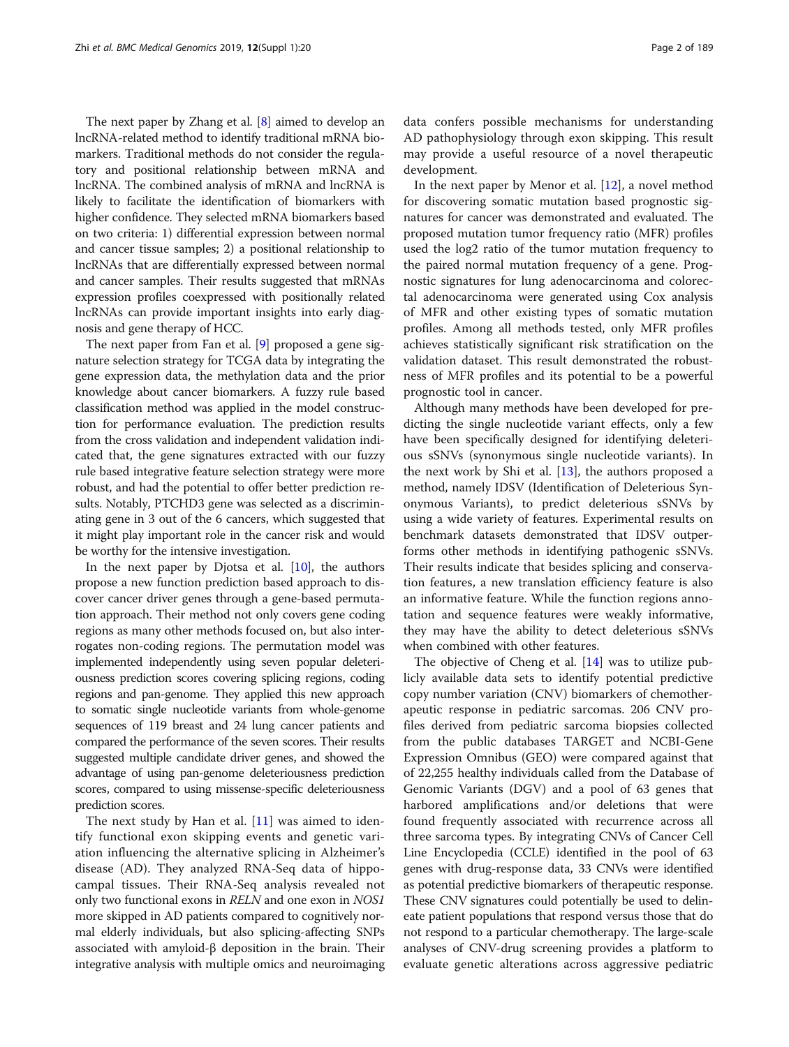The next paper by Zhang et al. [8] aimed to develop an lncRNA-related method to identify traditional mRNA biomarkers. Traditional methods do not consider the regulatory and positional relationship between mRNA and lncRNA. The combined analysis of mRNA and lncRNA is likely to facilitate the identification of biomarkers with higher confidence. They selected mRNA biomarkers based on two criteria: 1) differential expression between normal and cancer tissue samples; 2) a positional relationship to lncRNAs that are differentially expressed between normal and cancer samples. Their results suggested that mRNAs expression profiles coexpressed with positionally related lncRNAs can provide important insights into early diagnosis and gene therapy of HCC.

The next paper from Fan et al. [9] proposed a gene signature selection strategy for TCGA data by integrating the gene expression data, the methylation data and the prior knowledge about cancer biomarkers. A fuzzy rule based classification method was applied in the model construction for performance evaluation. The prediction results from the cross validation and independent validation indicated that, the gene signatures extracted with our fuzzy rule based integrative feature selection strategy were more robust, and had the potential to offer better prediction results. Notably, PTCHD3 gene was selected as a discriminating gene in 3 out of the 6 cancers, which suggested that it might play important role in the cancer risk and would be worthy for the intensive investigation.

In the next paper by Djotsa et al. [10], the authors propose a new function prediction based approach to discover cancer driver genes through a gene-based permutation approach. Their method not only covers gene coding regions as many other methods focused on, but also interrogates non-coding regions. The permutation model was implemented independently using seven popular deleteriousness prediction scores covering splicing regions, coding regions and pan-genome. They applied this new approach to somatic single nucleotide variants from whole-genome sequences of 119 breast and 24 lung cancer patients and compared the performance of the seven scores. Their results suggested multiple candidate driver genes, and showed the advantage of using pan-genome deleteriousness prediction scores, compared to using missense-specific deleteriousness prediction scores.

The next study by Han et al. [11] was aimed to identify functional exon skipping events and genetic variation influencing the alternative splicing in Alzheimer's disease (AD). They analyzed RNA-Seq data of hippocampal tissues. Their RNA-Seq analysis revealed not only two functional exons in *RELN* and one exon in *NOS1* more skipped in AD patients compared to cognitively normal elderly individuals, but also splicing-affecting SNPs associated with amyloid-β deposition in the brain. Their integrative analysis with multiple omics and neuroimaging data confers possible mechanisms for understanding AD pathophysiology through exon skipping. This result may provide a useful resource of a novel therapeutic development.

In the next paper by Menor et al. [12], a novel method for discovering somatic mutation based prognostic signatures for cancer was demonstrated and evaluated. The proposed mutation tumor frequency ratio (MFR) profiles used the log2 ratio of the tumor mutation frequency to the paired normal mutation frequency of a gene. Prognostic signatures for lung adenocarcinoma and colorectal adenocarcinoma were generated using Cox analysis of MFR and other existing types of somatic mutation profiles. Among all methods tested, only MFR profiles achieves statistically significant risk stratification on the validation dataset. This result demonstrated the robustness of MFR profiles and its potential to be a powerful prognostic tool in cancer.

Although many methods have been developed for predicting the single nucleotide variant effects, only a few have been specifically designed for identifying deleterious sSNVs (synonymous single nucleotide variants). In the next work by Shi et al. [13], the authors proposed a method, namely IDSV (Identification of Deleterious Synonymous Variants), to predict deleterious sSNVs by using a wide variety of features. Experimental results on benchmark datasets demonstrated that IDSV outperforms other methods in identifying pathogenic sSNVs. Their results indicate that besides splicing and conservation features, a new translation efficiency feature is also an informative feature. While the function regions annotation and sequence features were weakly informative, they may have the ability to detect deleterious sSNVs when combined with other features.

The objective of Cheng et al. [14] was to utilize publicly available data sets to identify potential predictive copy number variation (CNV) biomarkers of chemotherapeutic response in pediatric sarcomas. 206 CNV profiles derived from pediatric sarcoma biopsies collected from the public databases TARGET and NCBI-Gene Expression Omnibus (GEO) were compared against that of 22,255 healthy individuals called from the Database of Genomic Variants (DGV) and a pool of 63 genes that harbored amplifications and/or deletions that were found frequently associated with recurrence across all three sarcoma types. By integrating CNVs of Cancer Cell Line Encyclopedia (CCLE) identified in the pool of 63 genes with drug-response data, 33 CNVs were identified as potential predictive biomarkers of therapeutic response. These CNV signatures could potentially be used to delineate patient populations that respond versus those that do not respond to a particular chemotherapy. The large-scale analyses of CNV-drug screening provides a platform to evaluate genetic alterations across aggressive pediatric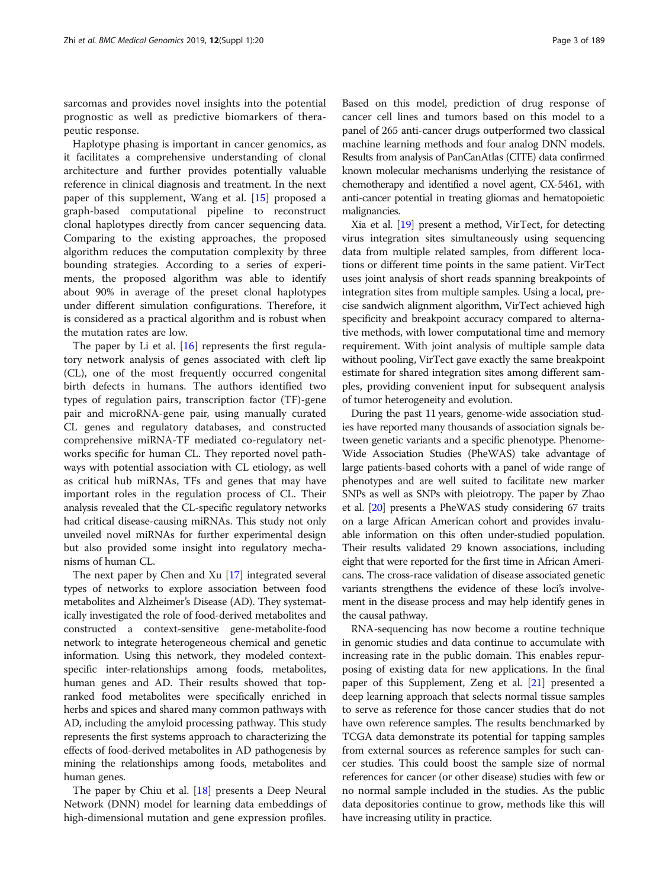sarcomas and provides novel insights into the potential prognostic as well as predictive biomarkers of therapeutic response.

Haplotype phasing is important in cancer genomics, as it facilitates a comprehensive understanding of clonal architecture and further provides potentially valuable reference in clinical diagnosis and treatment. In the next paper of this supplement, Wang et al. [15] proposed a graph-based computational pipeline to reconstruct clonal haplotypes directly from cancer sequencing data. Comparing to the existing approaches, the proposed algorithm reduces the computation complexity by three bounding strategies. According to a series of experiments, the proposed algorithm was able to identify about 90% in average of the preset clonal haplotypes under different simulation configurations. Therefore, it is considered as a practical algorithm and is robust when the mutation rates are low.

The paper by Li et al. [16] represents the first regulatory network analysis of genes associated with cleft lip (CL), one of the most frequently occurred congenital birth defects in humans. The authors identified two types of regulation pairs, transcription factor (TF)-gene pair and microRNA-gene pair, using manually curated CL genes and regulatory databases, and constructed comprehensive miRNA-TF mediated co-regulatory networks specific for human CL. They reported novel pathways with potential association with CL etiology, as well as critical hub miRNAs, TFs and genes that may have important roles in the regulation process of CL. Their analysis revealed that the CL-specific regulatory networks had critical disease-causing miRNAs. This study not only unveiled novel miRNAs for further experimental design but also provided some insight into regulatory mechanisms of human CL.

The next paper by Chen and Xu [17] integrated several types of networks to explore association between food metabolites and Alzheimer's Disease (AD). They systematically investigated the role of food-derived metabolites and constructed a context-sensitive gene-metabolite-food network to integrate heterogeneous chemical and genetic information. Using this network, they modeled context-specific inter-relationships among foods, metabolites, human genes and AD. Their results showed that top-ranked food metabolites were specifically enriched in herbs and spices and shared many common pathways with AD, including the amyloid processing pathway. This study represents the first systems approach to characterizing the effects of food-derived metabolites in AD pathogenesis by mining the relationships among foods, metabolites and human genes.

The paper by Chiu et al. [18] presents a Deep Neural Network (DNN) model for learning data embeddings of high-dimensional mutation and gene expression profiles. Based on this model, prediction of drug response of cancer cell lines and tumors based on this model to a panel of 265 anti-cancer drugs outperformed two classical machine learning methods and four analog DNN models. Results from analysis of PanCanAtlas (CITE) data confirmed known molecular mechanisms underlying the resistance of chemotherapy and identified a novel agent, CX-5461, with anti-cancer potential in treating gliomas and hematopoietic malignancies.

Xia et al. [19] present a method, VirTect, for detecting virus integration sites simultaneously using sequencing data from multiple related samples, from different locations or different time points in the same patient. VirTect uses joint analysis of short reads spanning breakpoints of integration sites from multiple samples. Using a local, precise sandwich alignment algorithm, VirTect achieved high specificity and breakpoint accuracy compared to alternative methods, with lower computational time and memory requirement. With joint analysis of multiple sample data without pooling, VirTect gave exactly the same breakpoint estimate for shared integration sites among different samples, providing convenient input for subsequent analysis of tumor heterogeneity and evolution.

During the past 11 years, genome-wide association studies have reported many thousands of association signals between genetic variants and a specific phenotype. Phenome-Wide Association Studies (PheWAS) take advantage of large patients-based cohorts with a panel of wide range of phenotypes and are well suited to facilitate new marker SNPs as well as SNPs with pleiotropy. The paper by Zhao et al. [20] presents a PheWAS study considering 67 traits on a large African American cohort and provides invaluable information on this often under-studied population. Their results validated 29 known associations, including eight that were reported for the first time in African Americans. The cross-race validation of disease associated genetic variants strengthens the evidence of these loci's involvement in the disease process and may help identify genes in the causal pathway.

RNA-sequencing has now become a routine technique in genomic studies and data continue to accumulate with increasing rate in the public domain. This enables repurposing of existing data for new applications. In the final paper of this Supplement, Zeng et al. [21] presented a deep learning approach that selects normal tissue samples to serve as reference for those cancer studies that do not have own reference samples. The results benchmarked by TCGA data demonstrate its potential for tapping samples from external sources as reference samples for such cancer studies. This could boost the sample size of normal references for cancer (or other disease) studies with few or no normal sample included in the studies. As the public data depositories continue to grow, methods like this will have increasing utility in practice.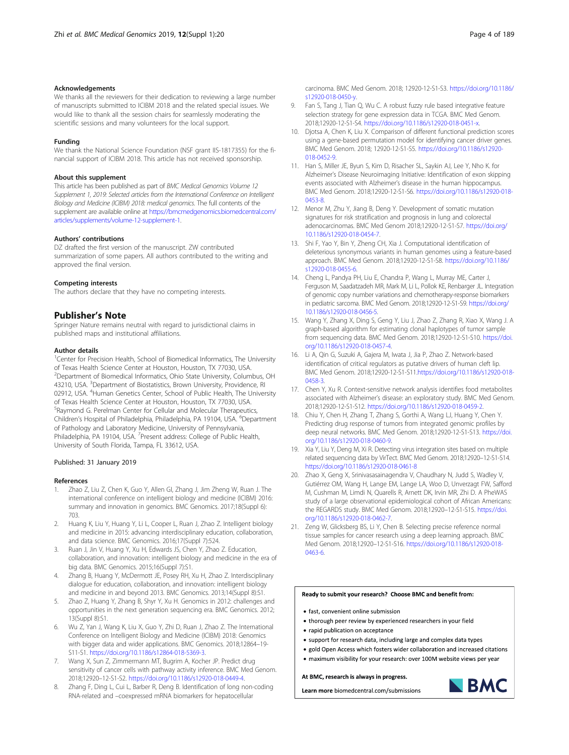#### Acknowledgements

We thanks all the reviewers for their dedication to reviewing a large number of manuscripts submitted to ICIBM 2018 and the related special issues. We would like to thank all the session chairs for seamlessly moderating the scientific sessions and many volunteers for the local support.

#### Funding

We thank the National Science Foundation (NSF grant IIS-1817355) for the financial support of ICIBM 2018. This article has not received sponsorship.

#### About this supplement

This article has been published as part of *BMC Medical Genomics Volume 12 Supplement 1, 2019: Selected articles from the International Conference on Intelligent Biology and Medicine (ICIBM) 2018: medical genomics*. The full contents of the supplement are available online at https://bmcmedgenomics.biomedcentral.com/articles/supplements/volume-12-supplement-1.

#### Authors' contributions

DZ drafted the first version of the manuscript. ZW contributed summarization of some papers. All authors contributed to the writing and approved the final version.

#### Competing interests

The authors declare that they have no competing interests.

## Publisher's Note

Springer Nature remains neutral with regard to jurisdictional claims in published maps and institutional affiliations.

#### Author details

[1]Center for Precision Health, School of Biomedical Informatics, The University of Texas Health Science Center at Houston, Houston, TX 77030, USA. [2]Department of Biomedical Informatics, Ohio State University, Columbus, OH 43210, USA. [3]Department of Biostatistics, Brown University, Providence, RI 02912, USA. [4]Human Genetics Center, School of Public Health, The University of Texas Health Science Center at Houston, Houston, TX 77030, USA. [5]Raymond G. Perelman Center for Cellular and Molecular Therapeutics, Children's Hospital of Philadelphia, Philadelphia, PA 19104, USA. [6]Department of Pathology and Laboratory Medicine, University of Pennsylvania, Philadelphia, PA 19104, USA. [7]Present address: College of Public Health, University of South Florida, Tampa, FL 33612, USA.

Published: 31 January 2019

#### References

1. Zhao Z, Liu Z, Chen K, Guo Y, Allen GI, Zhang J, Jim Zheng W, Ruan J. The international conference on intelligent biology and medicine (ICIBM) 2016: summary and innovation in genomics. BMC Genomics. 2017;18(Suppl 6): 703.
2. Huang K, Liu Y, Huang Y, Li L, Cooper L, Ruan J, Zhao Z. Intelligent biology and medicine in 2015: advancing interdisciplinary education, collaboration, and data science. BMC Genomics. 2016;17(Suppl 7):524.
3. Ruan J, Jin V, Huang Y, Xu H, Edwards JS, Chen Y, Zhao Z. Education, collaboration, and innovation: intelligent biology and medicine in the era of big data. BMC Genomics. 2015;16(Suppl 7):S1.
4. Zhang B, Huang Y, McDermott JE, Posey RH, Xu H, Zhao Z. Interdisciplinary dialogue for education, collaboration, and innovation: intelligent biology and medicine in and beyond 2013. BMC Genomics. 2013;14(Suppl 8):S1.
5. Zhao Z, Huang Y, Zhang B, Shyr Y, Xu H. Genomics in 2012: challenges and opportunities in the next generation sequencing era. BMC Genomics. 2012; 13(Suppl 8):S1.
6. Wu Z, Yan J, Wang K, Liu X, Guo Y, Zhi D, Ruan J, Zhao Z. The International Conference on Intelligent Biology and Medicine (ICIBM) 2018: Genomics with bigger data and wider applications. BMC Genomics. 2018;12864–19-S11-S1. https://doi.org/10.1186/s12864-018-5369-3.
7. Wang X, Sun Z, Zimmermann MT, Bugrim A, Kocher JP. Predict drug sensitivity of cancer cells with pathway activity inference. BMC Med Genom. 2018;12920–12-S1-S2. https://doi.org/10.1186/s12920-018-0449-4.
8. Zhang F, Ding L, Cui L, Barber R, Deng B. Identification of long non-coding RNA-related and –coexpressed mRNA biomarkers for hepatocellular carcinoma. BMC Med Genom. 2018; 12920-12-S1-S3. https://doi.org/10.1186/s12920-018-0450-y.
9. Fan S, Tang J, Tian Q, Wu C. A robust fuzzy rule based integrative feature selection strategy for gene expression data in TCGA. BMC Med Genom. 2018;12920-12-S1-S4. https://doi.org/10.1186/s12920-018-0451-x.
10. Djotsa A, Chen K, Liu X. Comparison of different functional prediction scores using a gene-based permutation model for identifying cancer driver genes. BMC Med Genom. 2018; 12920-12-S1-S5. https://doi.org/10.1186/s12920-018-0452-9.
11. Han S, Miller JE, Byun S, Kim D, Risacher SL, Saykin AJ, Lee Y, Nho K. for Alzheimer's Disease Neuroimaging Initiative: Identification of exon skipping events associated with Alzheimer's disease in the human hippocampus. BMC Med Genom. 2018;12920-12-S1-S6. https://doi.org/10.1186/s12920-018-0453-8.
12. Menor M, Zhu Y, Jiang B, Deng Y. Development of somatic mutation signatures for risk stratification and prognosis in lung and colorectal adenocarcinomas. BMC Med Genom 2018;12920-12-S1-S7. https://doi.org/10.1186/s12920-018-0454-7.
13. Shi F, Yao Y, Bin Y, Zheng CH, Xia J. Computational identification of deleterious synonymous variants in human genomes using a feature-based approach. BMC Med Genom. 2018;12920-12-S1-S8. https://doi.org/10.1186/s12920-018-0455-6.
14. Cheng L, Pandya PH, Liu E, Chandra P, Wang L, Murray ME, Carter J, Ferguson M, Saadatzadeh MR, Mark M, Li L, Pollok KE, Renbarger JL. Integration of genomic copy number variations and chemotherapy-response biomarkers in pediatric sarcoma. BMC Med Genom. 2018;12920-12-S1-S9. https://doi.org/10.1186/s12920-018-0456-5.
15. Wang Y, Zhang X, Ding S, Geng Y, Liu J, Zhao Z, Zhang R, Xiao X, Wang J. A graph-based algorithm for estimating clonal haplotypes of tumor sample from sequencing data. BMC Med Genom. 2018;12920-12-S1-S10. https://doi.org/10.1186/s12920-018-0457-4.
16. Li A, Qin G, Suzuki A, Gajera M, Iwata J, Jia P, Zhao Z. Network-based identification of critical regulators as putative drivers of human cleft lip. BMC Med Genom. 2018;12920-12-S1-S11.https://doi.org/10.1186/s12920-018-0458-3.
17. Chen Y, Xu R. Context-sensitive network analysis identifies food metabolites associated with Alzheimer's disease: an exploratory study. BMC Med Genom. 2018;12920-12-S1-S12. https://doi.org/10.1186/s12920-018-0459-2.
18. Chiu Y, Chen H, Zhang T, Zhang S, Gorthi A, Wang LJ, Huang Y, Chen Y. Predicting drug response of tumors from integrated genomic profiles by deep neural networks. BMC Med Genom. 2018;12920-12-S1-S13. https://doi.org/10.1186/s12920-018-0460-9.
19. Xia Y, Liu Y, Deng M, Xi R. Detecting virus integration sites based on multiple related sequencing data by VirTect. BMC Med Genom. 2018;12920–12-S1-S14. https://doi.org/10.1186/s12920-018-0461-8
20. Zhao X, Geng X, Srinivasasainagendra V, Chaudhary N, Judd S, Wadley V, Gutiérrez OM, Wang H, Lange EM, Lange LA, Woo D, Unverzagt FW, Safford M, Cushman M, Limdi N, Quarells R, Arnett DK, Irvin MR, Zhi D. A PheWAS study of a large observational epidemiological cohort of African Americans: the REGARDS study. BMC Med Genom. 2018;12920–12-S1-S15. https://doi.org/10.1186/s12920-018-0462-7.
21. Zeng W, Glicksberg BS, Li Y, Chen B. Selecting precise reference normal tissue samples for cancer research using a deep learning approach. BMC Med Genom. 2018;12920–12-S1-S16. https://doi.org/10.1186/s12920-018-0463-6.

**Ready to submit your research? Choose BMC and benefit from:**

- fast, convenient online submission
- thorough peer review by experienced researchers in your field
- rapid publication on acceptance
- support for research data, including large and complex data types
- gold Open Access which fosters wider collaboration and increased citations
- maximum visibility for your research: over 100M website views per year

**At BMC, research is always in progress.**

**Learn more** biomedcentral.com/submissions

BMC